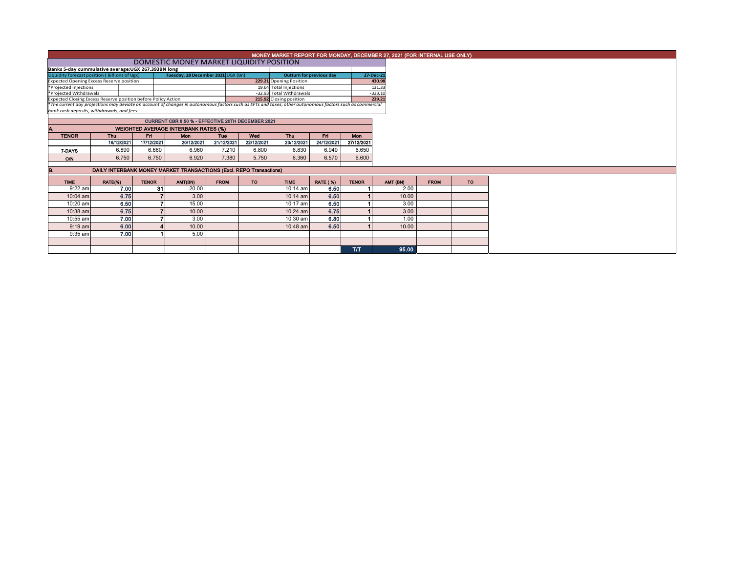# MONEY MARKET REPORT FOR MONDAY, DECEMBER 27, 2021 (FOR INTERNAL USE ONLY)

## DOMESTIC MONEY MARKET LIQUIDITY POSITION

**Banks 5-day cummulative average:UGX 267.393BN long**

| Liquidity forecast position ( Billions of Ugx) | Tuesday, 28 December 2021 UGX (Bn) | Outturn for previous day | 27-Dec-21 |
|---|---|---|---|
| Expected Opening Excess Reserve position | 229.21 | Opening Position | 430.98 |
| *Projected Injections | 19.64 | Total Injections | 131.33 |
| *Projected Withdrawals | -32.93 | Total Withdrawals | -333.10 |
| Expected Closing Excess Reserve position before Policy Action | 215.92 | Closing position | 229.21 |

*The current day projections may deviate on account of changes in autonomous factors such as EFTs and taxes; other autonomous factors such as commercial bank cash deposits, withdrawals, and fees.*

**CURRENT CBR 6.50 % - EFFECTIVE 20TH DECEMBER 2021**

### A. WEIGHTED AVERAGE INTERBANK RATES (%)

| TENOR | Thu | Fri | Mon | Tue | Wed | Thu | Fri | Mon |
|---|---|---|---|---|---|---|---|---|
| | 16/12/2021 | 17/12/2021 | 20/12/2021 | 21/12/2021 | 22/12/2021 | 23/12/2021 | 24/12/2021 | 27/12/2021 |
| 7-DAYS | 6.890 | 6.660 | 6.960 | 7.210 | 6.800 | 6.830 | 6.940 | 6.650 |
| O/N | 6.750 | 6.750 | 6.920 | 7.380 | 5.750 | 6.360 | 6.570 | 6.600 |

### B. DAILY INTERBANK MONEY MARKET TRANSACTIONS (Excl. REPO Transactions)

| TIME | RATE(%) | TENOR | AMT(BN) | FROM | TO | TIME | RATE (%) | TENOR | AMT (BN) | FROM | TO |
|---|---|---|---|---|---|---|---|---|---|---|---|
| 9:22 am | 7.00 | 31 | 20.00 | | | 10:14 am | 6.50 | 1 | 2.00 | | |
| 10:04 am | 6.75 | 7 | 3.00 | | | 10:14 am | 6.50 | 1 | 10.00 | | |
| 10:20 am | 6.50 | 7 | 15.00 | | | 10:17 am | 6.50 | 1 | 3.00 | | |
| 10:38 am | 6.75 | 7 | 10.00 | | | 10:24 am | 6.75 | 1 | 3.00 | | |
| 10:55 am | 7.00 | 7 | 3.00 | | | 10:30 am | 6.80 | 1 | 1.00 | | |
| 9:19 am | 6.00 | 4 | 10.00 | | | 10:48 am | 6.50 | 1 | 10.00 | | |
| 9:35 am | 7.00 | 1 | 5.00 | | | | | | | | |
| | | | | | | | | | | | |
| | | | | | | | | T/T | 95.00 | | |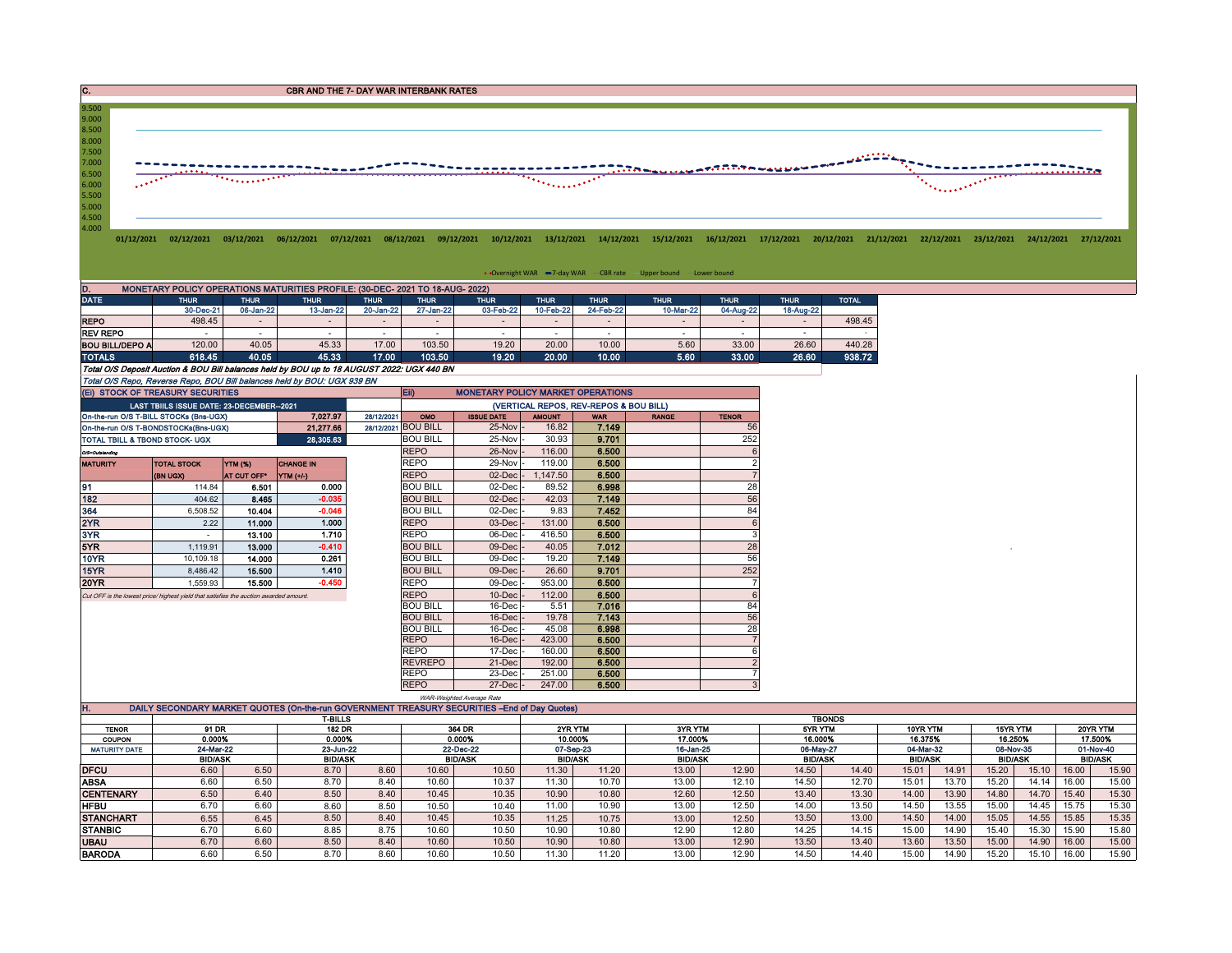## C. CBR AND THE 7- DAY WAR INTERBANK RATES

9.500
9.000
8.500
8.000
7.500
7.000
6.500
6.000
5.500
5.000
4.500
4.000

01/12/2021 02/12/2021 03/12/2021 06/12/2021 07/12/2021 08/12/2021 09/12/2021 10/12/2021 13/12/2021 14/12/2021 15/12/2021 16/12/2021 17/12/2021 20/12/2021 21/12/2021 22/12/2021 23/12/2021 24/12/2021 27/12/2021

Overnight WAR — 7-day WAR — CBR rate — Upper bound — Lower bound

## D. MONETARY POLICY OPERATIONS MATURITIES PROFILE: (30-DEC- 2021 TO 18-AUG- 2022)

| DATE | THUR | THUR | THUR | THUR | THUR | THUR | THUR | THUR | THUR | THUR | THUR | TOTAL |
|---|---|---|---|---|---|---|---|---|---|---|---|---|
| | 30-Dec-21 | 06-Jan-22 | 13-Jan-22 | 20-Jan-22 | 27-Jan-22 | 03-Feb-22 | 10-Feb-22 | 24-Feb-22 | 10-Mar-22 | 04-Aug-22 | 18-Aug-22 | |
| REPO | 498.45 | - | - | - | - | - | - | - | - | - | - | 498.45 |
| REV REPO | - | - | - | - | - | - | - | - | - | - | - | - |
| BOU BILL/DEPO A | 120.00 | 40.05 | 45.33 | 17.00 | 103.50 | 19.20 | 20.00 | 10.00 | 5.60 | 33.00 | 26.60 | 440.28 |
| TOTALS | 618.45 | 40.05 | 45.33 | 17.00 | 103.50 | 19.20 | 20.00 | 10.00 | 5.60 | 33.00 | 26.60 | 938.72 |

*Total O/S Deposit Auction & BOU Bill balances held by BOU up to 18 AUGUST 2022: UGX 440 BN*

*Total O/S Repo, Reverse Repo, BOU Bill balances held by BOU: UGX 939 BN*

## (Ei) STOCK OF TREASURY SECURITIES

| LAST TBIILS ISSUE DATE: 23-DECEMBER--2021 | | |
|---|---|---|
| On-the-run O/S T-BILL STOCKs (Bns-UGX) | 7,027.97 | 28/12/2021 |
| On-the-run O/S T-BONDSTOCKs(Bns-UGX) | 21,277.66 | 28/12/2021 |
| TOTAL TBILL & TBOND STOCK- UGX | 28,305.63 | |

O/S=Outstanding

| MATURITY | TOTAL STOCK (BN UGX) | YTM (%) AT CUT OFF* | CHANGE IN YTM (+/-) |
|---|---|---|---|
| 91 | 114.84 | 6.501 | 0.000 |
| 182 | 404.62 | 8.465 | -0.035 |
| 364 | 6,508.52 | 10.404 | -0.046 |
| 2YR | 2.22 | 11.000 | 1.000 |
| 3YR | - | 13.100 | 1.710 |
| 5YR | 1,119.91 | 13.000 | -0.410 |
| 10YR | 10,109.18 | 14.000 | 0.261 |
| 15YR | 8,486.42 | 15.500 | 1.410 |
| 20YR | 1,559.93 | 15.500 | -0.450 |

*Cut OFF is the lowest price/ highest yield that satisfies the auction awarded amount.*

## Eii) MONETARY POLICY MARKET OPERATIONS

(VERTICAL REPOS, REV-REPOS & BOU BILL)

| OMO | ISSUE DATE | AMOUNT | WAR | RANGE | TENOR |
|---|---|---|---|---|---|
| BOU BILL | 25-Nov | 16.82 | 7.149 | | 56 |
| BOU BILL | 25-Nov | 30.93 | 9.701 | | 252 |
| REPO | 26-Nov | 116.00 | 6.500 | | 6 |
| REPO | 29-Nov | 119.00 | 6.500 | | 2 |
| REPO | 02-Dec | 1,147.50 | 6.500 | | 7 |
| BOU BILL | 02-Dec | 89.52 | 6.998 | | 28 |
| BOU BILL | 02-Dec | 42.03 | 7.149 | | 56 |
| BOU BILL | 02-Dec | 9.83 | 7.452 | | 84 |
| REPO | 03-Dec | 131.00 | 6.500 | | 6 |
| REPO | 06-Dec | 416.50 | 6.500 | | 3 |
| BOU BILL | 09-Dec | 40.05 | 7.012 | | 28 |
| BOU BILL | 09-Dec | 19.20 | 7.149 | | 56 |
| BOU BILL | 09-Dec | 26.60 | 9.701 | | 252 |
| REPO | 09-Dec | 953.00 | 6.500 | | 7 |
| REPO | 10-Dec | 112.00 | 6.500 | | 6 |
| BOU BILL | 16-Dec | 5.51 | 7.016 | | 84 |
| BOU BILL | 16-Dec | 19.78 | 7.143 | | 56 |
| BOU BILL | 16-Dec | 45.08 | 6.998 | | 28 |
| REPO | 16-Dec | 423.00 | 6.500 | | 7 |
| REPO | 17-Dec | 160.00 | 6.500 | | 6 |
| REVREPO | 21-Dec | 192.00 | 6.500 | | 2 |
| REPO | 23-Dec | 251.00 | 6.500 | | 7 |
| REPO | 27-Dec | 247.00 | 6.500 | | 3 |

*WAR-Weighted Average Rate*

## H. DAILY SECONDARY MARKET QUOTES (On-the-run GOVERNMENT TREASURY SECURITIES –End of Day Quotes)

| | T-BILLS | | | | | | TBONDS | | | | | | | | | | | |
|---|---|---|---|---|---|---|---|---|---|---|---|---|---|---|---|---|---|---|
| TENOR | 91 DR | | 182 DR | | 364 DR | | 2YR YTM | | 3YR YTM | | 5YR YTM | | 10YR YTM | | 15YR YTM | | 20YR YTM | |
| COUPON | 0.000% | | 0.000% | | 0.000% | | 10.000% | | 17.000% | | 16.000% | | 16.375% | | 16.250% | | 17.500% | |
| MATURITY DATE | 24-Mar-22 | | 23-Jun-22 | | 22-Dec-22 | | 07-Sep-23 | | 16-Jan-25 | | 06-May-27 | | 04-Mar-32 | | 08-Nov-35 | | 01-Nov-40 | |
| | BID/ASK | | BID/ASK | | BID/ASK | | BID/ASK | | BID/ASK | | BID/ASK | | BID/ASK | | BID/ASK | | BID/ASK | |
| DFCU | 6.60 | 6.50 | 8.70 | 8.60 | 10.60 | 10.50 | 11.30 | 11.20 | 13.00 | 12.90 | 14.50 | 14.40 | 15.01 | 14.91 | 15.20 | 15.10 | 16.00 | 15.90 |
| ABSA | 6.60 | 6.50 | 8.70 | 8.40 | 10.60 | 10.37 | 11.30 | 10.70 | 13.00 | 12.10 | 14.50 | 12.70 | 15.01 | 13.70 | 15.20 | 14.14 | 16.00 | 15.00 |
| CENTENARY | 6.50 | 6.40 | 8.50 | 8.40 | 10.45 | 10.35 | 10.90 | 10.80 | 12.60 | 12.50 | 13.40 | 13.30 | 14.00 | 13.90 | 14.80 | 14.70 | 15.40 | 15.30 |
| HFBU | 6.70 | 6.60 | 8.60 | 8.50 | 10.50 | 10.40 | 11.00 | 10.90 | 13.00 | 12.50 | 14.00 | 13.50 | 14.50 | 13.55 | 15.00 | 14.45 | 15.75 | 15.30 |
| STANCHART | 6.55 | 6.45 | 8.50 | 8.40 | 10.45 | 10.35 | 11.25 | 10.75 | 13.00 | 12.50 | 13.50 | 13.00 | 14.50 | 14.00 | 15.05 | 14.55 | 15.85 | 15.35 |
| STANBIC | 6.70 | 6.60 | 8.85 | 8.75 | 10.60 | 10.50 | 10.90 | 10.80 | 12.90 | 12.80 | 14.25 | 14.15 | 15.00 | 14.90 | 15.40 | 15.30 | 15.90 | 15.80 |
| UBAU | 6.70 | 6.60 | 8.50 | 8.40 | 10.60 | 10.50 | 10.90 | 10.80 | 13.00 | 12.90 | 13.50 | 13.40 | 13.60 | 13.50 | 15.00 | 14.90 | 16.00 | 15.00 |
| BARODA | 6.60 | 6.50 | 8.70 | 8.60 | 10.60 | 10.50 | 11.30 | 11.20 | 13.00 | 12.90 | 14.50 | 14.40 | 15.00 | 14.90 | 15.20 | 15.10 | 16.00 | 15.90 |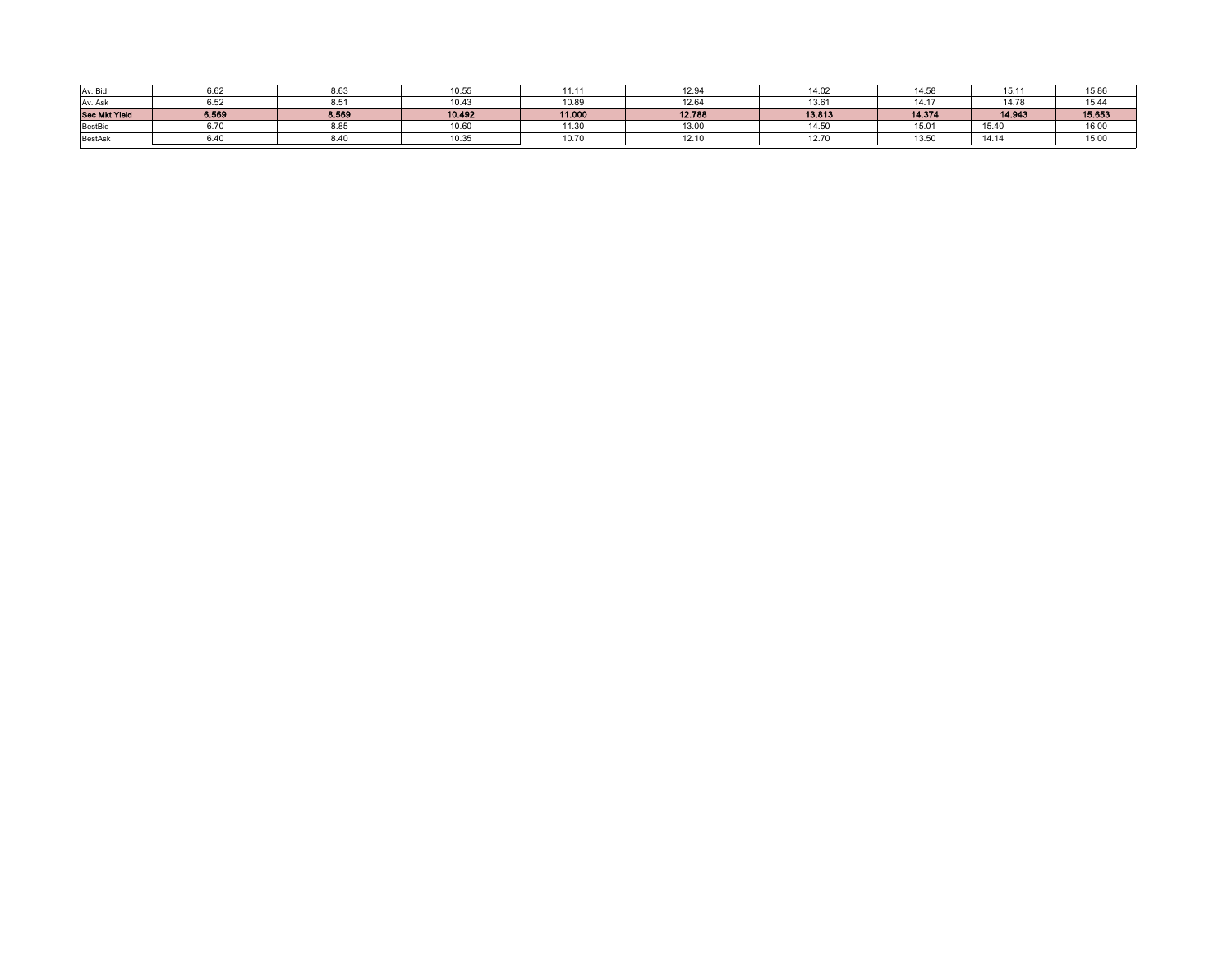| | | | | | | | | | |
|---|---|---|---|---|---|---|---|---|---|
| Av. Bid | 6.62 | 8.63 | 10.55 | 11.11 | 12.94 | 14.02 | 14.58 | 15.11 | 15.86 |
| Av. Ask | 6.52 | 8.51 | 10.43 | 10.89 | 12.64 | 13.61 | 14.17 | 14.78 | 15.44 |
| **Sec Mkt Yield** | **6.569** | **8.569** | **10.492** | **11.000** | **12.788** | **13.813** | **14.374** | **14.943** | **15.653** |
| BestBid | 6.70 | 8.85 | 10.60 | 11.30 | 13.00 | 14.50 | 15.01 | 15.40 | 16.00 |
| BestAsk | 6.40 | 8.40 | 10.35 | 10.70 | 12.10 | 12.70 | 13.50 | 14.14 | 15.00 |